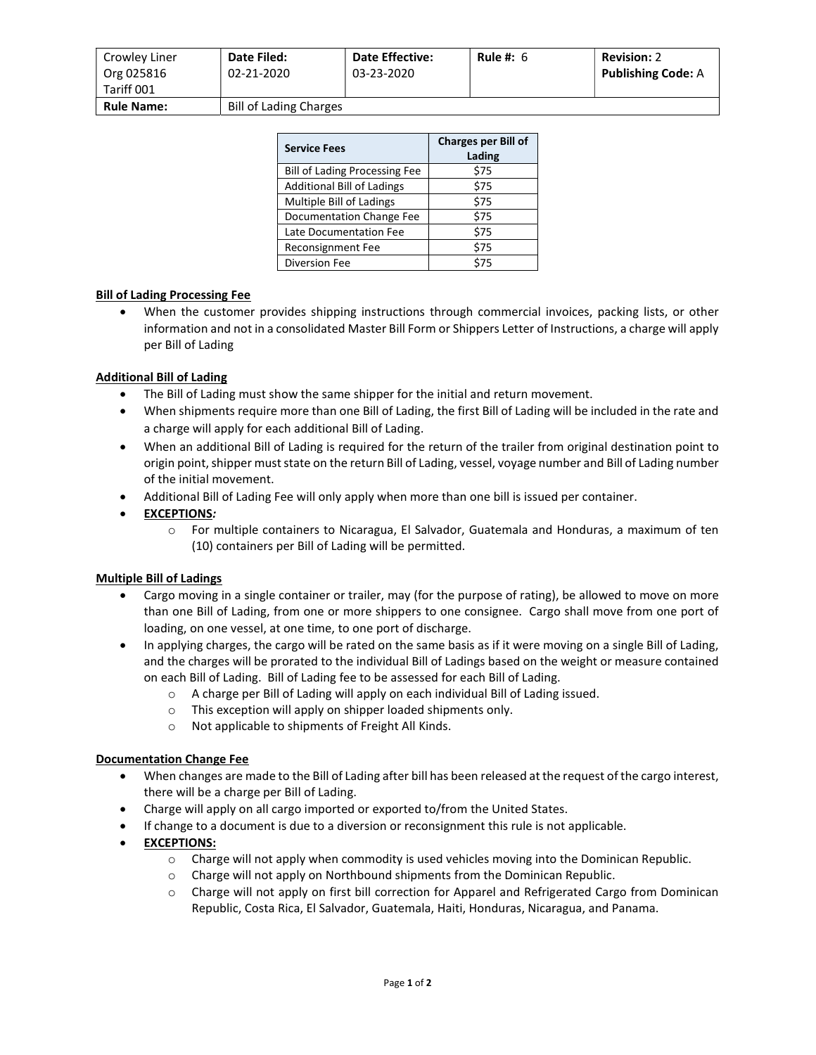| Crowley Liner Org 025816 Tariff 001 | Date Filed: 02-21-2020 | Date Effective: 03-23-2020 | Rule #: 6 | Revision: 2 Publishing Code: A |
| --- | --- | --- | --- | --- |
| **Rule Name:** | Bill of Lading Charges | | | |

| Service Fees | Charges per Bill of Lading |
| --- | --- |
| Bill of Lading Processing Fee | $75 |
| Additional Bill of Ladings | $75 |
| Multiple Bill of Ladings | $75 |
| Documentation Change Fee | $75 |
| Late Documentation Fee | $75 |
| Reconsignment Fee | $75 |
| Diversion Fee | $75 |

**Bill of Lading Processing Fee**

- When the customer provides shipping instructions through commercial invoices, packing lists, or other information and not in a consolidated Master Bill Form or Shippers Letter of Instructions, a charge will apply per Bill of Lading

**Additional Bill of Lading**

- The Bill of Lading must show the same shipper for the initial and return movement.
- When shipments require more than one Bill of Lading, the first Bill of Lading will be included in the rate and a charge will apply for each additional Bill of Lading.
- When an additional Bill of Lading is required for the return of the trailer from original destination point to origin point, shipper must state on the return Bill of Lading, vessel, voyage number and Bill of Lading number of the initial movement.
- Additional Bill of Lading Fee will only apply when more than one bill is issued per container.
- **EXCEPTIONS*:***
  - For multiple containers to Nicaragua, El Salvador, Guatemala and Honduras, a maximum of ten (10) containers per Bill of Lading will be permitted.

**Multiple Bill of Ladings**

- Cargo moving in a single container or trailer, may (for the purpose of rating), be allowed to move on more than one Bill of Lading, from one or more shippers to one consignee. Cargo shall move from one port of loading, on one vessel, at one time, to one port of discharge.
- In applying charges, the cargo will be rated on the same basis as if it were moving on a single Bill of Lading, and the charges will be prorated to the individual Bill of Ladings based on the weight or measure contained on each Bill of Lading. Bill of Lading fee to be assessed for each Bill of Lading.
  - A charge per Bill of Lading will apply on each individual Bill of Lading issued.
  - This exception will apply on shipper loaded shipments only.
  - Not applicable to shipments of Freight All Kinds.

**Documentation Change Fee**

- When changes are made to the Bill of Lading after bill has been released at the request of the cargo interest, there will be a charge per Bill of Lading.
- Charge will apply on all cargo imported or exported to/from the United States.
- If change to a document is due to a diversion or reconsignment this rule is not applicable.
- **EXCEPTIONS:**
  - Charge will not apply when commodity is used vehicles moving into the Dominican Republic.
  - Charge will not apply on Northbound shipments from the Dominican Republic.
  - Charge will not apply on first bill correction for Apparel and Refrigerated Cargo from Dominican Republic, Costa Rica, El Salvador, Guatemala, Haiti, Honduras, Nicaragua, and Panama.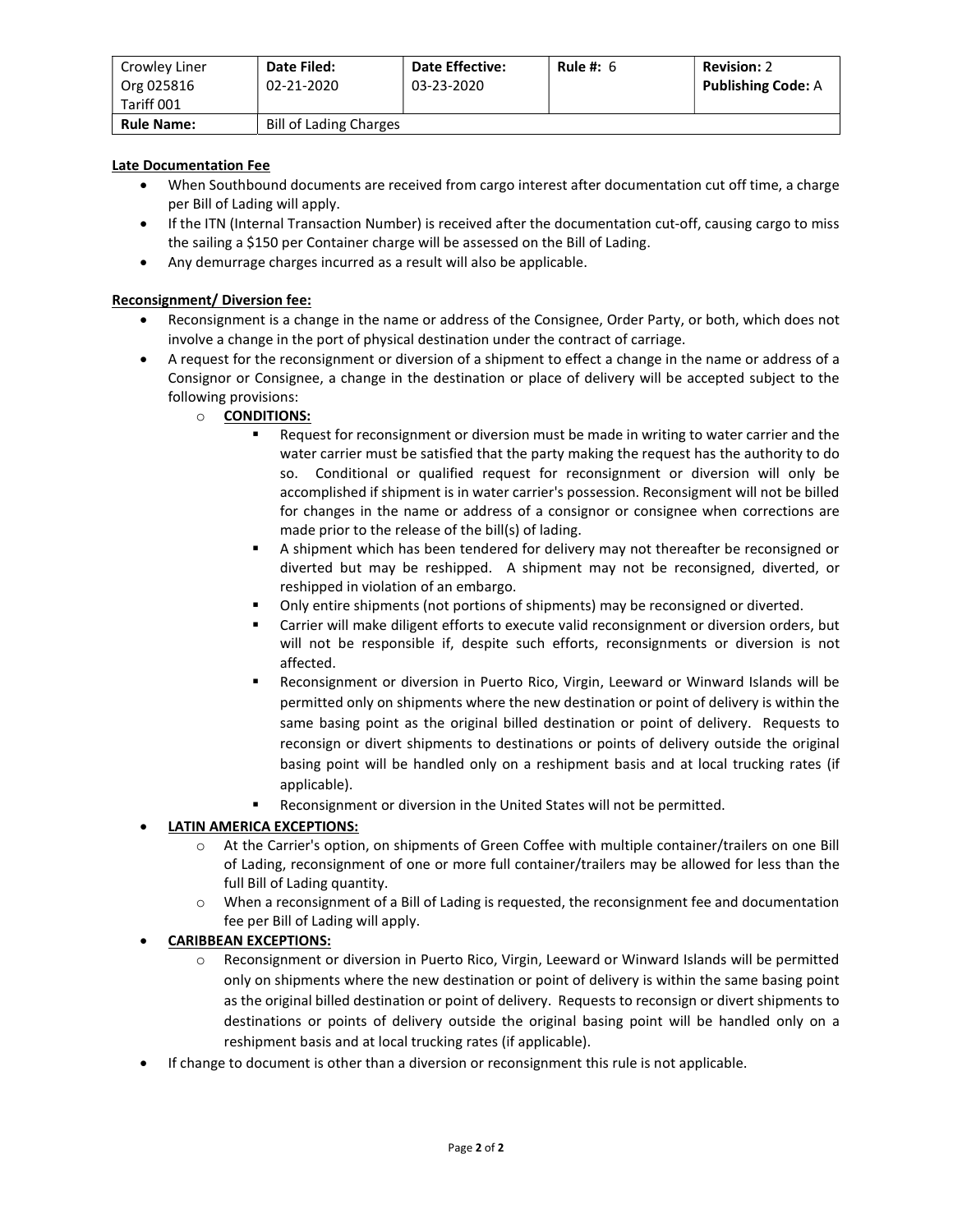| Crowley Liner Org 025816 Tariff 001 | Date Filed: 02-21-2020 | Date Effective: 03-23-2020 | Rule #: 6 | Revision: 2 Publishing Code: A |
|---|---|---|---|---|
| **Rule Name:** | Bill of Lading Charges | | | |

**Late Documentation Fee**

- When Southbound documents are received from cargo interest after documentation cut off time, a charge per Bill of Lading will apply.
- If the ITN (Internal Transaction Number) is received after the documentation cut-off, causing cargo to miss the sailing a $150 per Container charge will be assessed on the Bill of Lading.
- Any demurrage charges incurred as a result will also be applicable.

**Reconsignment/ Diversion fee:**

- Reconsignment is a change in the name or address of the Consignee, Order Party, or both, which does not involve a change in the port of physical destination under the contract of carriage.
- A request for the reconsignment or diversion of a shipment to effect a change in the name or address of a Consignor or Consignee, a change in the destination or place of delivery will be accepted subject to the following provisions:
  - **CONDITIONS:**
    - Request for reconsignment or diversion must be made in writing to water carrier and the water carrier must be satisfied that the party making the request has the authority to do so. Conditional or qualified request for reconsignment or diversion will only be accomplished if shipment is in water carrier's possession. Reconsigment will not be billed for changes in the name or address of a consignor or consignee when corrections are made prior to the release of the bill(s) of lading.
    - A shipment which has been tendered for delivery may not thereafter be reconsigned or diverted but may be reshipped. A shipment may not be reconsigned, diverted, or reshipped in violation of an embargo.
    - Only entire shipments (not portions of shipments) may be reconsigned or diverted.
    - Carrier will make diligent efforts to execute valid reconsignment or diversion orders, but will not be responsible if, despite such efforts, reconsignments or diversion is not affected.
    - Reconsignment or diversion in Puerto Rico, Virgin, Leeward or Winward Islands will be permitted only on shipments where the new destination or point of delivery is within the same basing point as the original billed destination or point of delivery. Requests to reconsign or divert shipments to destinations or points of delivery outside the original basing point will be handled only on a reshipment basis and at local trucking rates (if applicable).
    - Reconsignment or diversion in the United States will not be permitted.
- **LATIN AMERICA EXCEPTIONS:**
  - At the Carrier's option, on shipments of Green Coffee with multiple container/trailers on one Bill of Lading, reconsignment of one or more full container/trailers may be allowed for less than the full Bill of Lading quantity.
  - When a reconsignment of a Bill of Lading is requested, the reconsignment fee and documentation fee per Bill of Lading will apply.
- **CARIBBEAN EXCEPTIONS:**
  - Reconsignment or diversion in Puerto Rico, Virgin, Leeward or Winward Islands will be permitted only on shipments where the new destination or point of delivery is within the same basing point as the original billed destination or point of delivery. Requests to reconsign or divert shipments to destinations or points of delivery outside the original basing point will be handled only on a reshipment basis and at local trucking rates (if applicable).
- If change to document is other than a diversion or reconsignment this rule is not applicable.